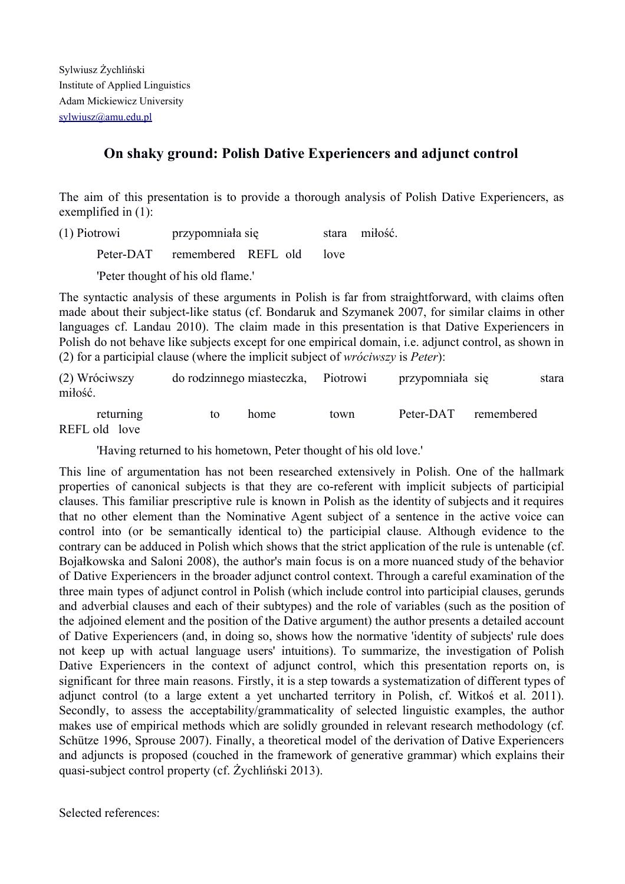Sylwiusz Żychliński
Institute of Applied Linguistics
Adam Mickiewicz University
sylwiusz@amu.edu.pl

## On shaky ground: Polish Dative Experiencers and adjunct control

The aim of this presentation is to provide a thorough analysis of Polish Dative Experiencers, as exemplified in (1):

(1) Piotrowi przypomniała się stara miłość.

Peter-DAT remembered REFL old love

'Peter thought of his old flame.'

The syntactic analysis of these arguments in Polish is far from straightforward, with claims often made about their subject-like status (cf. Bondaruk and Szymanek 2007, for similar claims in other languages cf. Landau 2010). The claim made in this presentation is that Dative Experiencers in Polish do not behave like subjects except for one empirical domain, i.e. adjunct control, as shown in (2) for a participial clause (where the implicit subject of *wróciwszy* is *Peter*):

(2) Wróciwszy do rodzinnego miasteczka, Piotrowi przypomniała się stara miłość.

returning to home town Peter-DAT remembered REFL old love

'Having returned to his hometown, Peter thought of his old love.'

This line of argumentation has not been researched extensively in Polish. One of the hallmark properties of canonical subjects is that they are co-referent with implicit subjects of participial clauses. This familiar prescriptive rule is known in Polish as the identity of subjects and it requires that no other element than the Nominative Agent subject of a sentence in the active voice can control into (or be semantically identical to) the participial clause. Although evidence to the contrary can be adduced in Polish which shows that the strict application of the rule is untenable (cf. Bojałkowska and Saloni 2008), the author's main focus is on a more nuanced study of the behavior of Dative Experiencers in the broader adjunct control context. Through a careful examination of the three main types of adjunct control in Polish (which include control into participial clauses, gerunds and adverbial clauses and each of their subtypes) and the role of variables (such as the position of the adjoined element and the position of the Dative argument) the author presents a detailed account of Dative Experiencers (and, in doing so, shows how the normative 'identity of subjects' rule does not keep up with actual language users' intuitions). To summarize, the investigation of Polish Dative Experiencers in the context of adjunct control, which this presentation reports on, is significant for three main reasons. Firstly, it is a step towards a systematization of different types of adjunct control (to a large extent a yet uncharted territory in Polish, cf. Witkoś et al. 2011). Secondly, to assess the acceptability/grammaticality of selected linguistic examples, the author makes use of empirical methods which are solidly grounded in relevant research methodology (cf. Schütze 1996, Sprouse 2007). Finally, a theoretical model of the derivation of Dative Experiencers and adjuncts is proposed (couched in the framework of generative grammar) which explains their quasi-subject control property (cf. Żychliński 2013).

Selected references: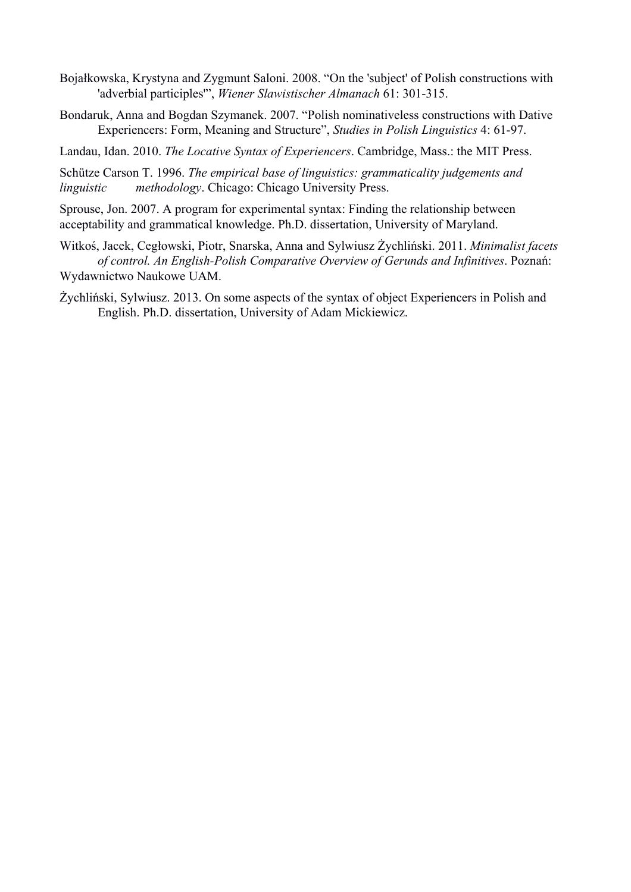Bojałkowska, Krystyna and Zygmunt Saloni. 2008. "On the 'subject' of Polish constructions with 'adverbial participles'", *Wiener Slawistischer Almanach* 61: 301-315.

Bondaruk, Anna and Bogdan Szymanek. 2007. "Polish nominativeless constructions with Dative Experiencers: Form, Meaning and Structure", *Studies in Polish Linguistics* 4: 61-97.

Landau, Idan. 2010. *The Locative Syntax of Experiencers*. Cambridge, Mass.: the MIT Press.

Schütze Carson T. 1996. *The empirical base of linguistics: grammaticality judgements and linguistic methodology*. Chicago: Chicago University Press.

Sprouse, Jon. 2007. A program for experimental syntax: Finding the relationship between acceptability and grammatical knowledge. Ph.D. dissertation, University of Maryland.

Witkoś, Jacek, Cegłowski, Piotr, Snarska, Anna and Sylwiusz Żychliński. 2011. *Minimalist facets of control. An English-Polish Comparative Overview of Gerunds and Infinitives*. Poznań: Wydawnictwo Naukowe UAM.

Żychliński, Sylwiusz. 2013. On some aspects of the syntax of object Experiencers in Polish and English. Ph.D. dissertation, University of Adam Mickiewicz.